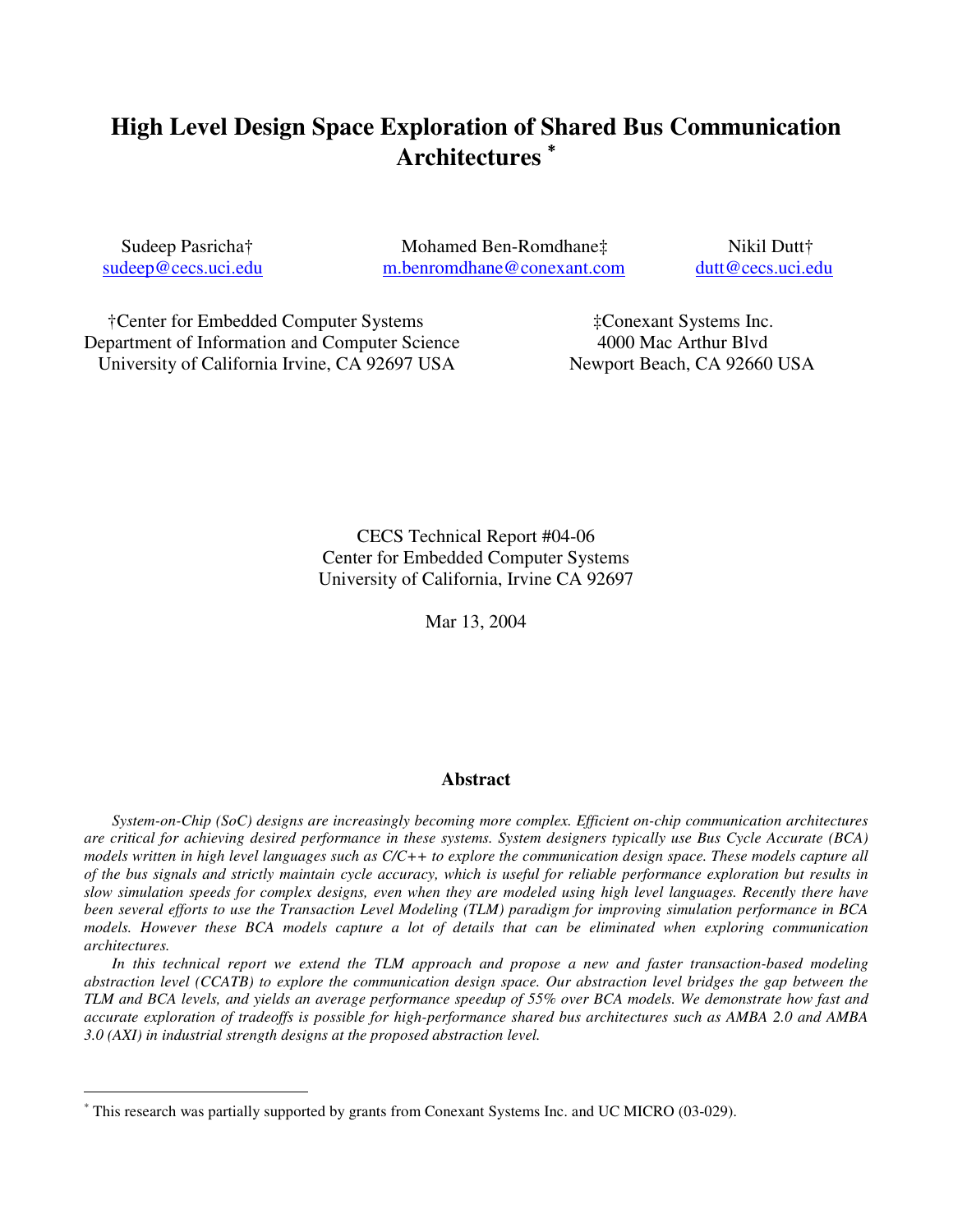# High Level Design Space Exploration of Shared Bus Communication Architectures *

Sudeep Pasricha†
sudeep@cecs.uci.edu

Mohamed Ben-Romdhane‡
m.benromdhane@conexant.com

Nikil Dutt†
dutt@cecs.uci.edu

†Center for Embedded Computer Systems
Department of Information and Computer Science
University of California Irvine, CA 92697 USA

‡Conexant Systems Inc.
4000 Mac Arthur Blvd
Newport Beach, CA 92660 USA

CECS Technical Report #04-06
Center for Embedded Computer Systems
University of California, Irvine CA 92697

Mar 13, 2004

## Abstract

*System-on-Chip (SoC) designs are increasingly becoming more complex. Efficient on-chip communication architectures are critical for achieving desired performance in these systems. System designers typically use Bus Cycle Accurate (BCA) models written in high level languages such as C/C++ to explore the communication design space. These models capture all of the bus signals and strictly maintain cycle accuracy, which is useful for reliable performance exploration but results in slow simulation speeds for complex designs, even when they are modeled using high level languages. Recently there have been several efforts to use the Transaction Level Modeling (TLM) paradigm for improving simulation performance in BCA models. However these BCA models capture a lot of details that can be eliminated when exploring communication architectures.*

*In this technical report we extend the TLM approach and propose a new and faster transaction-based modeling abstraction level (CCATB) to explore the communication design space. Our abstraction level bridges the gap between the TLM and BCA levels, and yields an average performance speedup of 55% over BCA models. We demonstrate how fast and accurate exploration of tradeoffs is possible for high-performance shared bus architectures such as AMBA 2.0 and AMBA 3.0 (AXI) in industrial strength designs at the proposed abstraction level.*

---

* This research was partially supported by grants from Conexant Systems Inc. and UC MICRO (03-029).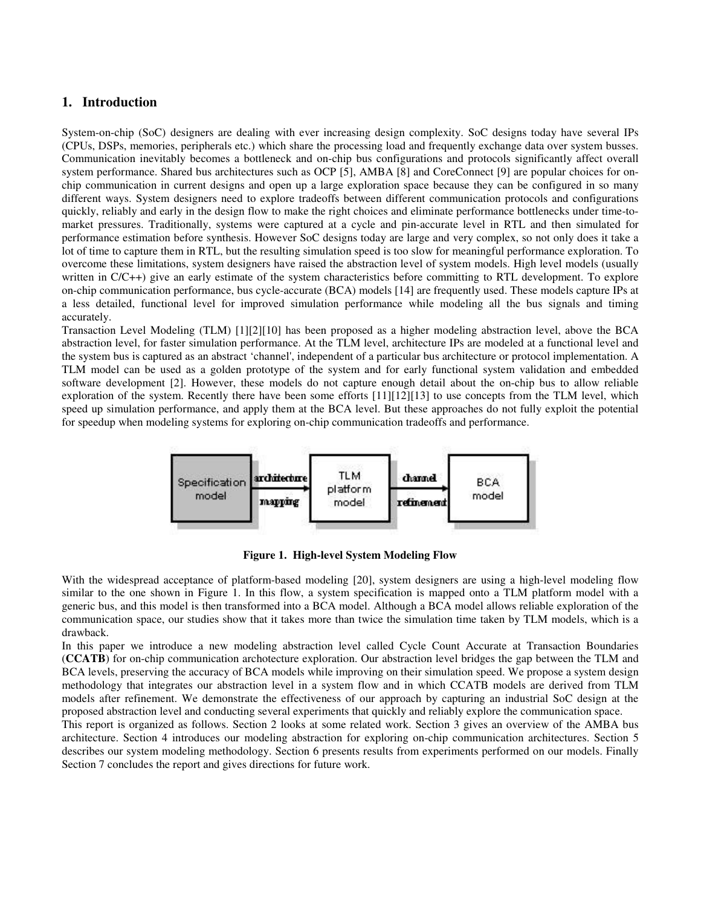## 1. Introduction

System-on-chip (SoC) designers are dealing with ever increasing design complexity. SoC designs today have several IPs (CPUs, DSPs, memories, peripherals etc.) which share the processing load and frequently exchange data over system busses. Communication inevitably becomes a bottleneck and on-chip bus configurations and protocols significantly affect overall system performance. Shared bus architectures such as OCP [5], AMBA [8] and CoreConnect [9] are popular choices for on-chip communication in current designs and open up a large exploration space because they can be configured in so many different ways. System designers need to explore tradeoffs between different communication protocols and configurations quickly, reliably and early in the design flow to make the right choices and eliminate performance bottlenecks under time-to-market pressures. Traditionally, systems were captured at a cycle and pin-accurate level in RTL and then simulated for performance estimation before synthesis. However SoC designs today are large and very complex, so not only does it take a lot of time to capture them in RTL, but the resulting simulation speed is too slow for meaningful performance exploration. To overcome these limitations, system designers have raised the abstraction level of system models. High level models (usually written in C/C++) give an early estimate of the system characteristics before committing to RTL development. To explore on-chip communication performance, bus cycle-accurate (BCA) models [14] are frequently used. These models capture IPs at a less detailed, functional level for improved simulation performance while modeling all the bus signals and timing accurately.

Transaction Level Modeling (TLM) [1][2][10] has been proposed as a higher modeling abstraction level, above the BCA abstraction level, for faster simulation performance. At the TLM level, architecture IPs are modeled at a functional level and the system bus is captured as an abstract 'channel', independent of a particular bus architecture or protocol implementation. A TLM model can be used as a golden prototype of the system and for early functional system validation and embedded software development [2]. However, these models do not capture enough detail about the on-chip bus to allow reliable exploration of the system. Recently there have been some efforts [11][12][13] to use concepts from the TLM level, which speed up simulation performance, and apply them at the BCA level. But these approaches do not fully exploit the potential for speedup when modeling systems for exploring on-chip communication tradeoffs and performance.

Specification model → (architecture mapping) → TLM platform model → (channel refinement) → BCA model

**Figure 1. High-level System Modeling Flow**

With the widespread acceptance of platform-based modeling [20], system designers are using a high-level modeling flow similar to the one shown in Figure 1. In this flow, a system specification is mapped onto a TLM platform model with a generic bus, and this model is then transformed into a BCA model. Although a BCA model allows reliable exploration of the communication space, our studies show that it takes more than twice the simulation time taken by TLM models, which is a drawback.

In this paper we introduce a new modeling abstraction level called Cycle Count Accurate at Transaction Boundaries (**CCATB**) for on-chip communication archotecture exploration. Our abstraction level bridges the gap between the TLM and BCA levels, preserving the accuracy of BCA models while improving on their simulation speed. We propose a system design methodology that integrates our abstraction level in a system flow and in which CCATB models are derived from TLM models after refinement. We demonstrate the effectiveness of our approach by capturing an industrial SoC design at the proposed abstraction level and conducting several experiments that quickly and reliably explore the communication space.

This report is organized as follows. Section 2 looks at some related work. Section 3 gives an overview of the AMBA bus architecture. Section 4 introduces our modeling abstraction for exploring on-chip communication architectures. Section 5 describes our system modeling methodology. Section 6 presents results from experiments performed on our models. Finally Section 7 concludes the report and gives directions for future work.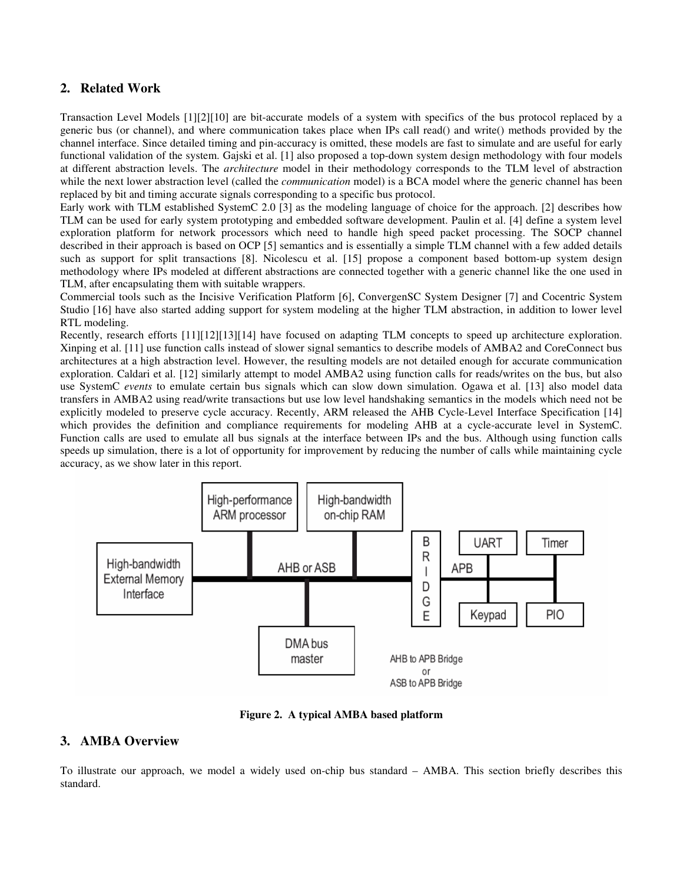## 2. Related Work

Transaction Level Models [1][2][10] are bit-accurate models of a system with specifics of the bus protocol replaced by a generic bus (or channel), and where communication takes place when IPs call read() and write() methods provided by the channel interface. Since detailed timing and pin-accuracy is omitted, these models are fast to simulate and are useful for early functional validation of the system. Gajski et al. [1] also proposed a top-down system design methodology with four models at different abstraction levels. The *architecture* model in their methodology corresponds to the TLM level of abstraction while the next lower abstraction level (called the *communication* model) is a BCA model where the generic channel has been replaced by bit and timing accurate signals corresponding to a specific bus protocol.

Early work with TLM established SystemC 2.0 [3] as the modeling language of choice for the approach. [2] describes how TLM can be used for early system prototyping and embedded software development. Paulin et al. [4] define a system level exploration platform for network processors which need to handle high speed packet processing. The SOCP channel described in their approach is based on OCP [5] semantics and is essentially a simple TLM channel with a few added details such as support for split transactions [8]. Nicolescu et al. [15] propose a component based bottom-up system design methodology where IPs modeled at different abstractions are connected together with a generic channel like the one used in TLM, after encapsulating them with suitable wrappers.

Commercial tools such as the Incisive Verification Platform [6], ConvergenSC System Designer [7] and Cocentric System Studio [16] have also started adding support for system modeling at the higher TLM abstraction, in addition to lower level RTL modeling.

Recently, research efforts [11][12][13][14] have focused on adapting TLM concepts to speed up architecture exploration. Xinping et al. [11] use function calls instead of slower signal semantics to describe models of AMBA2 and CoreConnect bus architectures at a high abstraction level. However, the resulting models are not detailed enough for accurate communication exploration. Caldari et al. [12] similarly attempt to model AMBA2 using function calls for reads/writes on the bus, but also use SystemC *events* to emulate certain bus signals which can slow down simulation. Ogawa et al. [13] also model data transfers in AMBA2 using read/write transactions but use low level handshaking semantics in the models which need not be explicitly modeled to preserve cycle accuracy. Recently, ARM released the AHB Cycle-Level Interface Specification [14] which provides the definition and compliance requirements for modeling AHB at a cycle-accurate level in SystemC. Function calls are used to emulate all bus signals at the interface between IPs and the bus. Although using function calls speeds up simulation, there is a lot of opportunity for improvement by reducing the number of calls while maintaining cycle accuracy, as we show later in this report.

**Figure 2. A typical AMBA based platform**

## 3. AMBA Overview

To illustrate our approach, we model a widely used on-chip bus standard – AMBA. This section briefly describes this standard.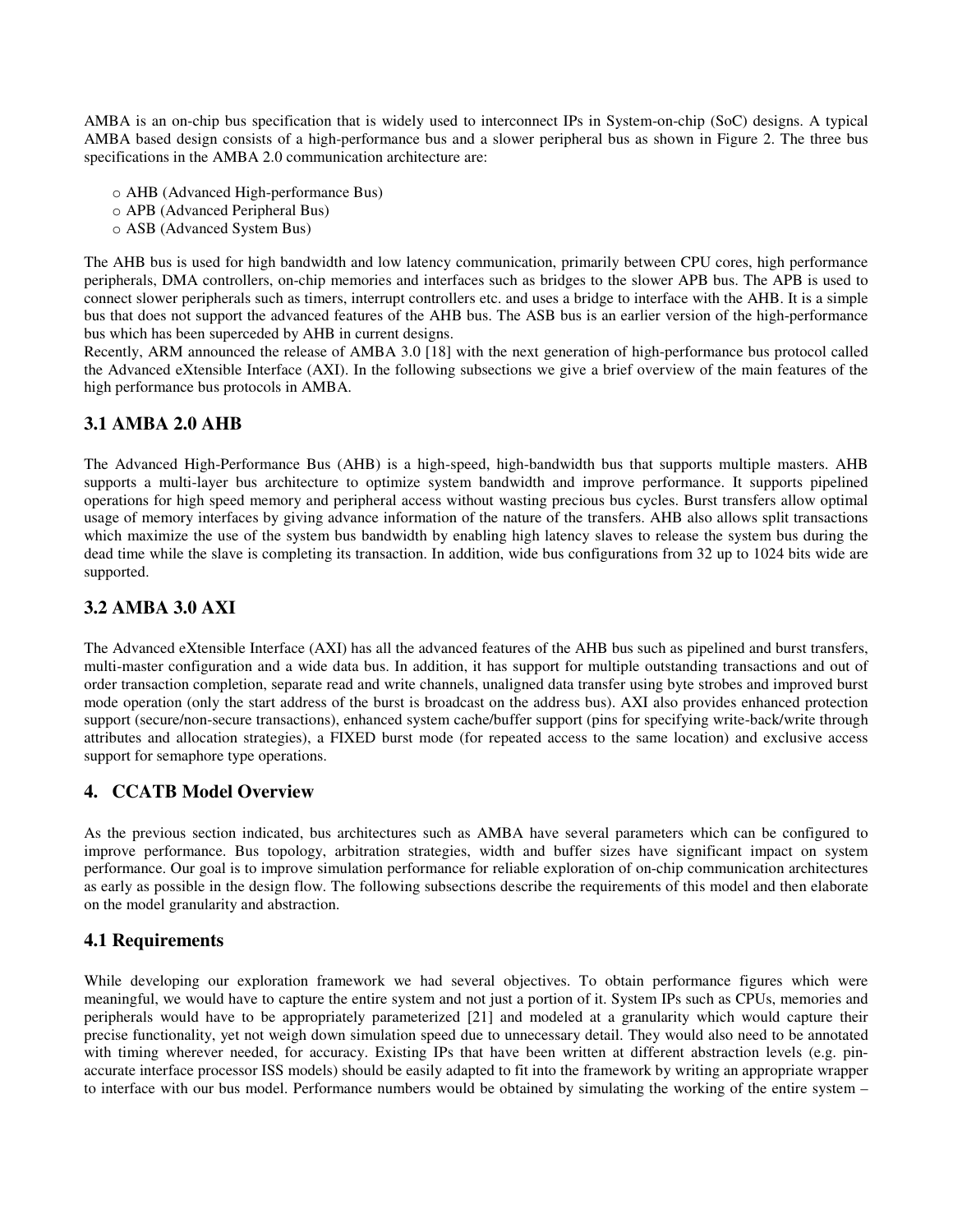AMBA is an on-chip bus specification that is widely used to interconnect IPs in System-on-chip (SoC) designs. A typical AMBA based design consists of a high-performance bus and a slower peripheral bus as shown in Figure 2. The three bus specifications in the AMBA 2.0 communication architecture are:

- o AHB (Advanced High-performance Bus)
- o APB (Advanced Peripheral Bus)
- o ASB (Advanced System Bus)

The AHB bus is used for high bandwidth and low latency communication, primarily between CPU cores, high performance peripherals, DMA controllers, on-chip memories and interfaces such as bridges to the slower APB bus. The APB is used to connect slower peripherals such as timers, interrupt controllers etc. and uses a bridge to interface with the AHB. It is a simple bus that does not support the advanced features of the AHB bus. The ASB bus is an earlier version of the high-performance bus which has been superceded by AHB in current designs.
Recently, ARM announced the release of AMBA 3.0 [18] with the next generation of high-performance bus protocol called the Advanced eXtensible Interface (AXI). In the following subsections we give a brief overview of the main features of the high performance bus protocols in AMBA.

### 3.1 AMBA 2.0 AHB

The Advanced High-Performance Bus (AHB) is a high-speed, high-bandwidth bus that supports multiple masters. AHB supports a multi-layer bus architecture to optimize system bandwidth and improve performance. It supports pipelined operations for high speed memory and peripheral access without wasting precious bus cycles. Burst transfers allow optimal usage of memory interfaces by giving advance information of the nature of the transfers. AHB also allows split transactions which maximize the use of the system bus bandwidth by enabling high latency slaves to release the system bus during the dead time while the slave is completing its transaction. In addition, wide bus configurations from 32 up to 1024 bits wide are supported.

### 3.2 AMBA 3.0 AXI

The Advanced eXtensible Interface (AXI) has all the advanced features of the AHB bus such as pipelined and burst transfers, multi-master configuration and a wide data bus. In addition, it has support for multiple outstanding transactions and out of order transaction completion, separate read and write channels, unaligned data transfer using byte strobes and improved burst mode operation (only the start address of the burst is broadcast on the address bus). AXI also provides enhanced protection support (secure/non-secure transactions), enhanced system cache/buffer support (pins for specifying write-back/write through attributes and allocation strategies), a FIXED burst mode (for repeated access to the same location) and exclusive access support for semaphore type operations.

## 4. CCATB Model Overview

As the previous section indicated, bus architectures such as AMBA have several parameters which can be configured to improve performance. Bus topology, arbitration strategies, width and buffer sizes have significant impact on system performance. Our goal is to improve simulation performance for reliable exploration of on-chip communication architectures as early as possible in the design flow. The following subsections describe the requirements of this model and then elaborate on the model granularity and abstraction.

### 4.1 Requirements

While developing our exploration framework we had several objectives. To obtain performance figures which were meaningful, we would have to capture the entire system and not just a portion of it. System IPs such as CPUs, memories and peripherals would have to be appropriately parameterized [21] and modeled at a granularity which would capture their precise functionality, yet not weigh down simulation speed due to unnecessary detail. They would also need to be annotated with timing wherever needed, for accuracy. Existing IPs that have been written at different abstraction levels (e.g. pin-accurate interface processor ISS models) should be easily adapted to fit into the framework by writing an appropriate wrapper to interface with our bus model. Performance numbers would be obtained by simulating the working of the entire system –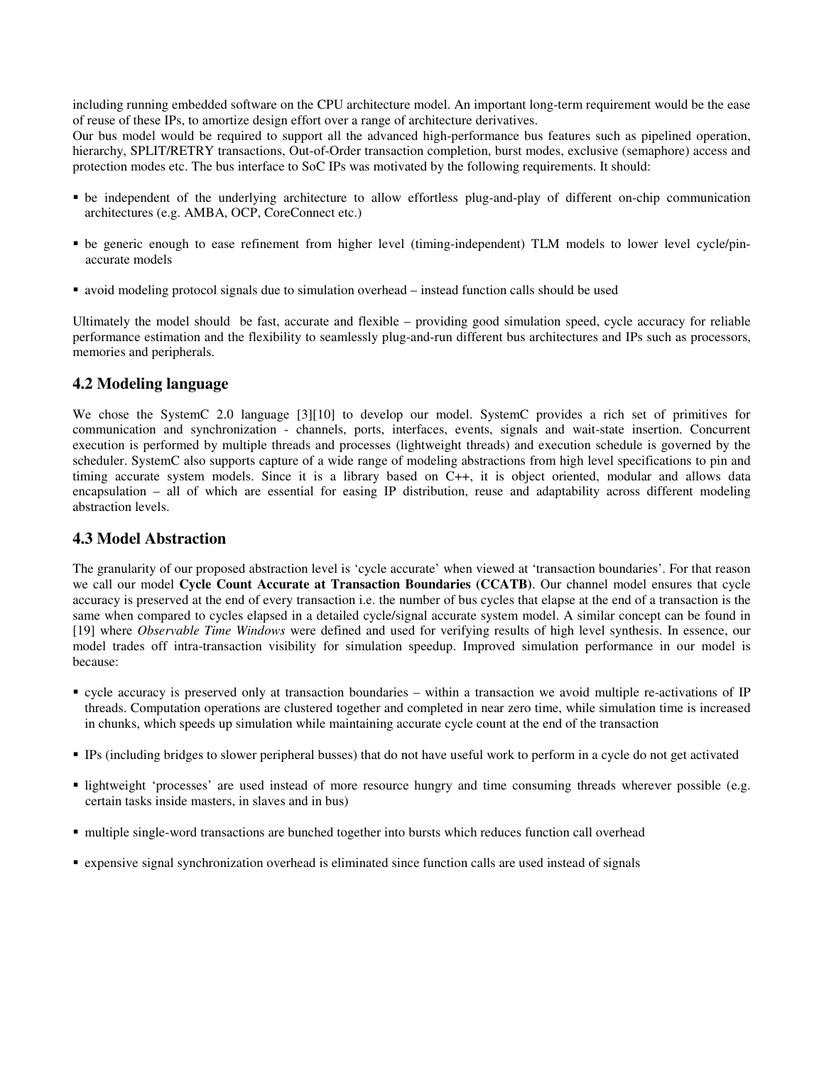including running embedded software on the CPU architecture model. An important long-term requirement would be the ease of reuse of these IPs, to amortize design effort over a range of architecture derivatives.

Our bus model would be required to support all the advanced high-performance bus features such as pipelined operation, hierarchy, SPLIT/RETRY transactions, Out-of-Order transaction completion, burst modes, exclusive (semaphore) access and protection modes etc. The bus interface to SoC IPs was motivated by the following requirements. It should:

- be independent of the underlying architecture to allow effortless plug-and-play of different on-chip communication architectures (e.g. AMBA, OCP, CoreConnect etc.)
- be generic enough to ease refinement from higher level (timing-independent) TLM models to lower level cycle/pin-accurate models
- avoid modeling protocol signals due to simulation overhead – instead function calls should be used

Ultimately the model should be fast, accurate and flexible – providing good simulation speed, cycle accuracy for reliable performance estimation and the flexibility to seamlessly plug-and-run different bus architectures and IPs such as processors, memories and peripherals.

### 4.2 Modeling language

We chose the SystemC 2.0 language [3][10] to develop our model. SystemC provides a rich set of primitives for communication and synchronization - channels, ports, interfaces, events, signals and wait-state insertion. Concurrent execution is performed by multiple threads and processes (lightweight threads) and execution schedule is governed by the scheduler. SystemC also supports capture of a wide range of modeling abstractions from high level specifications to pin and timing accurate system models. Since it is a library based on C++, it is object oriented, modular and allows data encapsulation – all of which are essential for easing IP distribution, reuse and adaptability across different modeling abstraction levels.

### 4.3 Model Abstraction

The granularity of our proposed abstraction level is 'cycle accurate' when viewed at 'transaction boundaries'. For that reason we call our model **Cycle Count Accurate at Transaction Boundaries (CCATB)**. Our channel model ensures that cycle accuracy is preserved at the end of every transaction i.e. the number of bus cycles that elapse at the end of a transaction is the same when compared to cycles elapsed in a detailed cycle/signal accurate system model. A similar concept can be found in [19] where *Observable Time Windows* were defined and used for verifying results of high level synthesis. In essence, our model trades off intra-transaction visibility for simulation speedup. Improved simulation performance in our model is because:

- cycle accuracy is preserved only at transaction boundaries – within a transaction we avoid multiple re-activations of IP threads. Computation operations are clustered together and completed in near zero time, while simulation time is increased in chunks, which speeds up simulation while maintaining accurate cycle count at the end of the transaction
- IPs (including bridges to slower peripheral busses) that do not have useful work to perform in a cycle do not get activated
- lightweight 'processes' are used instead of more resource hungry and time consuming threads wherever possible (e.g. certain tasks inside masters, in slaves and in bus)
- multiple single-word transactions are bunched together into bursts which reduces function call overhead
- expensive signal synchronization overhead is eliminated since function calls are used instead of signals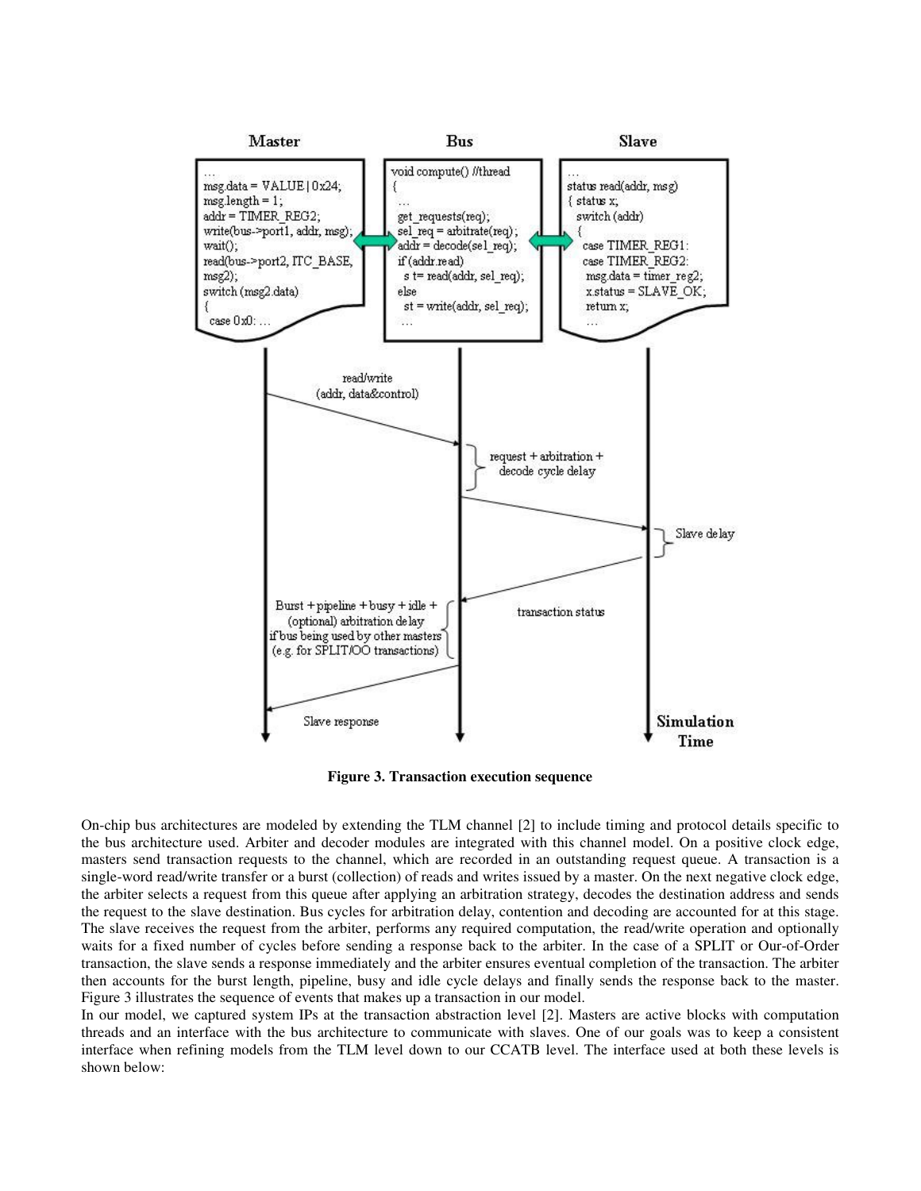**Figure 3. Transaction execution sequence**

On-chip bus architectures are modeled by extending the TLM channel [2] to include timing and protocol details specific to the bus architecture used. Arbiter and decoder modules are integrated with this channel model. On a positive clock edge, masters send transaction requests to the channel, which are recorded in an outstanding request queue. A transaction is a single-word read/write transfer or a burst (collection) of reads and writes issued by a master. On the next negative clock edge, the arbiter selects a request from this queue after applying an arbitration strategy, decodes the destination address and sends the request to the slave destination. Bus cycles for arbitration delay, contention and decoding are accounted for at this stage. The slave receives the request from the arbiter, performs any required computation, the read/write operation and optionally waits for a fixed number of cycles before sending a response back to the arbiter. In the case of a SPLIT or Our-of-Order transaction, the slave sends a response immediately and the arbiter ensures eventual completion of the transaction. The arbiter then accounts for the burst length, pipeline, busy and idle cycle delays and finally sends the response back to the master. Figure 3 illustrates the sequence of events that makes up a transaction in our model.

In our model, we captured system IPs at the transaction abstraction level [2]. Masters are active blocks with computation threads and an interface with the bus architecture to communicate with slaves. One of our goals was to keep a consistent interface when refining models from the TLM level down to our CCATB level. The interface used at both these levels is shown below: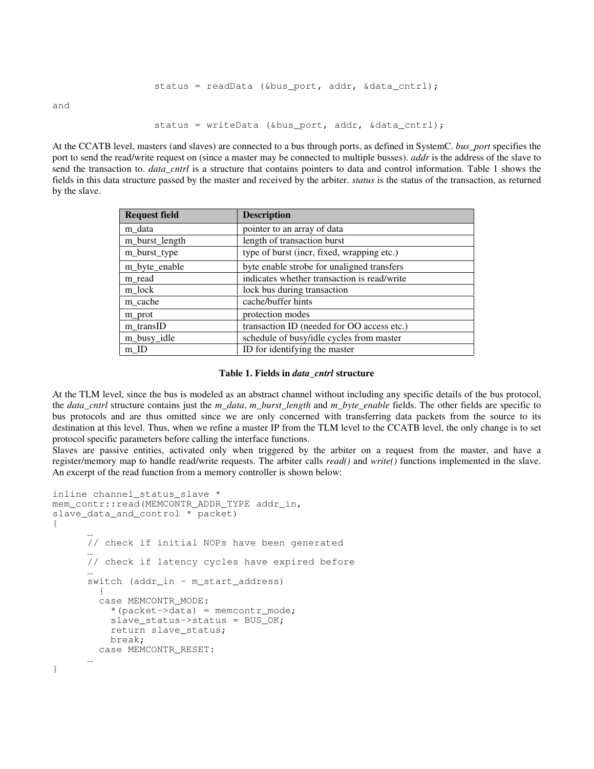```
status = readData (&bus_port, addr, &data_cntrl);
```

and

```
status = writeData (&bus_port, addr, &data_cntrl);
```

At the CCATB level, masters (and slaves) are connected to a bus through ports, as defined in SystemC. *bus_port* specifies the port to send the read/write request on (since a master may be connected to multiple busses). *addr* is the address of the slave to send the transaction to. *data_cntrl* is a structure that contains pointers to data and control information. Table 1 shows the fields in this data structure passed by the master and received by the arbiter. *status* is the status of the transaction, as returned by the slave.

| Request field | Description |
| --- | --- |
| m_data | pointer to an array of data |
| m_burst_length | length of transaction burst |
| m_burst_type | type of burst (incr, fixed, wrapping etc.) |
| m_byte_enable | byte enable strobe for unaligned transfers |
| m_read | indicates whether transaction is read/write |
| m_lock | lock bus during transaction |
| m_cache | cache/buffer hints |
| m_prot | protection modes |
| m_transID | transaction ID (needed for OO access etc.) |
| m_busy_idle | schedule of busy/idle cycles from master |
| m_ID | ID for identifying the master |

**Table 1. Fields in *data_cntrl* structure**

At the TLM level, since the bus is modeled as an abstract channel without including any specific details of the bus protocol, the *data_cntrl* structure contains just the *m_data*, *m_burst_length* and *m_byte_enable* fields. The other fields are specific to bus protocols and are thus omitted since we are only concerned with transferring data packets from the source to its destination at this level. Thus, when we refine a master IP from the TLM level to the CCATB level, the only change is to set protocol specific parameters before calling the interface functions.

Slaves are passive entities, activated only when triggered by the arbiter on a request from the master, and have a register/memory map to handle read/write requests. The arbiter calls *read()* and *write()* functions implemented in the slave. An excerpt of the read function from a memory controller is shown below:

```
inline channel_status_slave *
mem_contr::read(MEMCONTR_ADDR_TYPE addr_in,
slave_data_and_control * packet)
{
      …
      // check if initial NOPs have been generated
      …
      // check if latency cycles have expired before
      …
      switch (addr_in – m_start_address)
        {
        case MEMCONTR_MODE:
          *(packet->data) = memcontr_mode;
          slave_status->status = BUS_OK;
          return slave_status;
          break;
        case MEMCONTR_RESET:
      …
}
```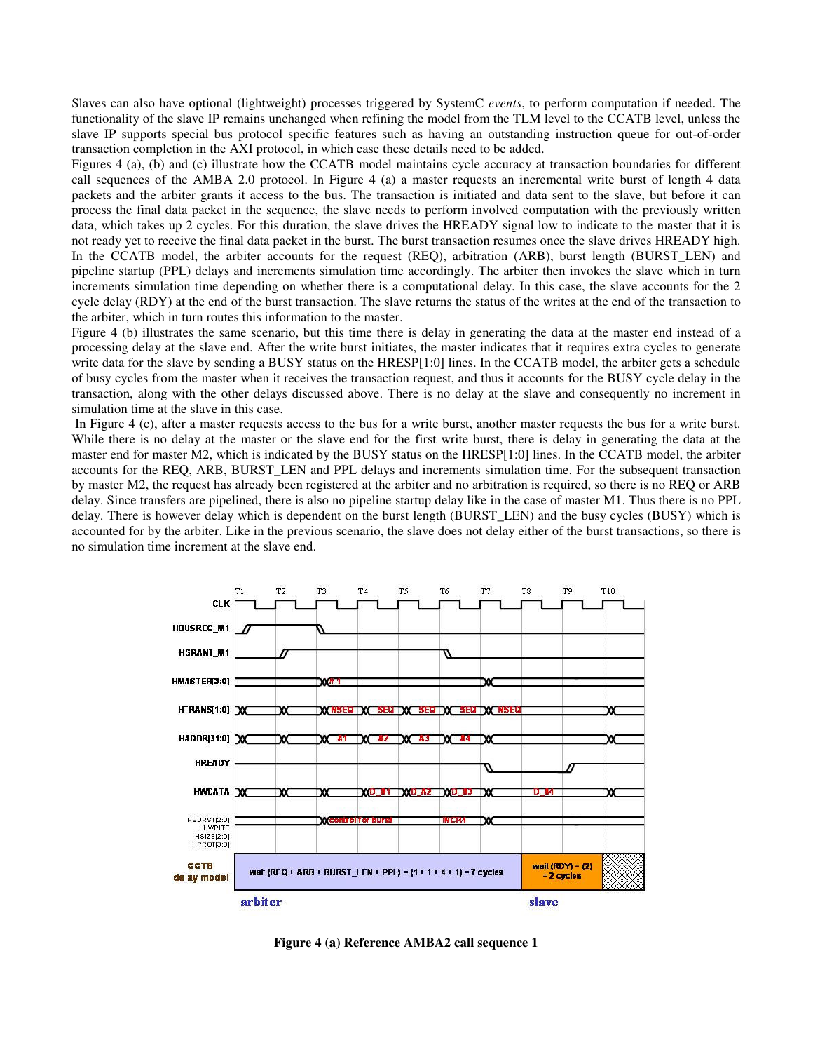Slaves can also have optional (lightweight) processes triggered by SystemC *events*, to perform computation if needed. The functionality of the slave IP remains unchanged when refining the model from the TLM level to the CCATB level, unless the slave IP supports special bus protocol specific features such as having an outstanding instruction queue for out-of-order transaction completion in the AXI protocol, in which case these details need to be added.

Figures 4 (a), (b) and (c) illustrate how the CCATB model maintains cycle accuracy at transaction boundaries for different call sequences of the AMBA 2.0 protocol. In Figure 4 (a) a master requests an incremental write burst of length 4 data packets and the arbiter grants it access to the bus. The transaction is initiated and data sent to the slave, but before it can process the final data packet in the sequence, the slave needs to perform involved computation with the previously written data, which takes up 2 cycles. For this duration, the slave drives the HREADY signal low to indicate to the master that it is not ready yet to receive the final data packet in the burst. The burst transaction resumes once the slave drives HREADY high. In the CCATB model, the arbiter accounts for the request (REQ), arbitration (ARB), burst length (BURST_LEN) and pipeline startup (PPL) delays and increments simulation time accordingly. The arbiter then invokes the slave which in turn increments simulation time depending on whether there is a computational delay. In this case, the slave accounts for the 2 cycle delay (RDY) at the end of the burst transaction. The slave returns the status of the writes at the end of the transaction to the arbiter, which in turn routes this information to the master.

Figure 4 (b) illustrates the same scenario, but this time there is delay in generating the data at the master end instead of a processing delay at the slave end. After the write burst initiates, the master indicates that it requires extra cycles to generate write data for the slave by sending a BUSY status on the HRESP[1:0] lines. In the CCATB model, the arbiter gets a schedule of busy cycles from the master when it receives the transaction request, and thus it accounts for the BUSY cycle delay in the transaction, along with the other delays discussed above. There is no delay at the slave and consequently no increment in simulation time at the slave in this case.

In Figure 4 (c), after a master requests access to the bus for a write burst, another master requests the bus for a write burst. While there is no delay at the master or the slave end for the first write burst, there is delay in generating the data at the master end for master M2, which is indicated by the BUSY status on the HRESP[1:0] lines. In the CCATB model, the arbiter accounts for the REQ, ARB, BURST_LEN and PPL delays and increments simulation time. For the subsequent transaction by master M2, the request has already been registered at the arbiter and no arbitration is required, so there is no REQ or ARB delay. Since transfers are pipelined, there is also no pipeline startup delay like in the case of master M1. Thus there is no PPL delay. There is however delay which is dependent on the burst length (BURST_LEN) and the busy cycles (BUSY) which is accounted for by the arbiter. Like in the previous scenario, the slave does not delay either of the burst transactions, so there is no simulation time increment at the slave end.

**Figure 4 (a) Reference AMBA2 call sequence 1**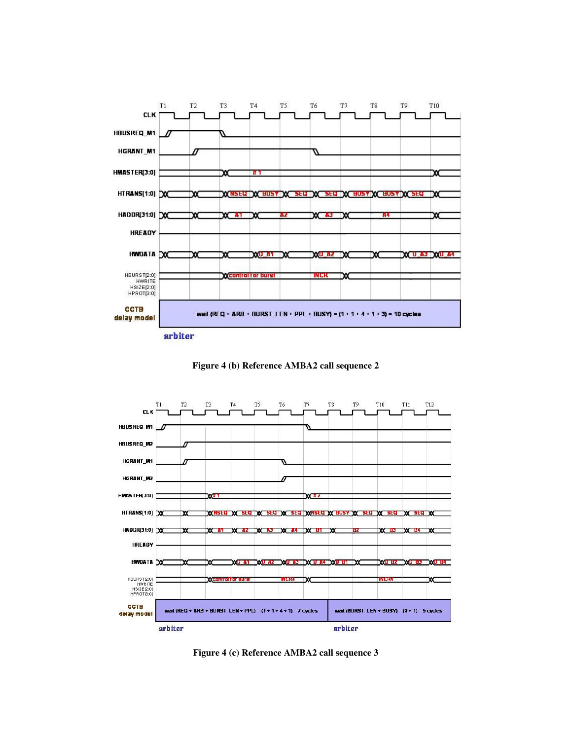Figure 4 (b) Reference AMBA2 call sequence 2

Figure 4 (c) Reference AMBA2 call sequence 3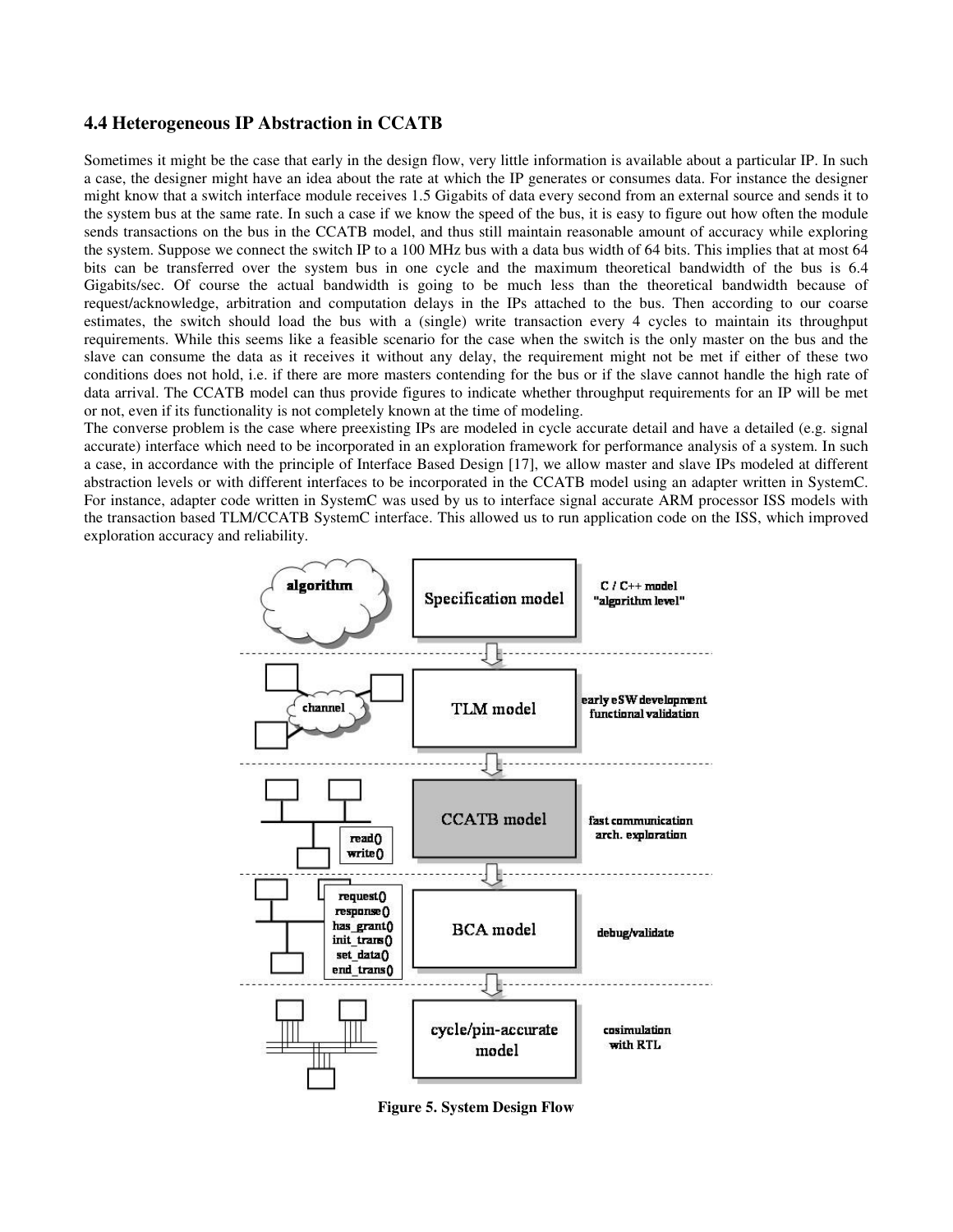### 4.4 Heterogeneous IP Abstraction in CCATB

Sometimes it might be the case that early in the design flow, very little information is available about a particular IP. In such a case, the designer might have an idea about the rate at which the IP generates or consumes data. For instance the designer might know that a switch interface module receives 1.5 Gigabits of data every second from an external source and sends it to the system bus at the same rate. In such a case if we know the speed of the bus, it is easy to figure out how often the module sends transactions on the bus in the CCATB model, and thus still maintain reasonable amount of accuracy while exploring the system. Suppose we connect the switch IP to a 100 MHz bus with a data bus width of 64 bits. This implies that at most 64 bits can be transferred over the system bus in one cycle and the maximum theoretical bandwidth of the bus is 6.4 Gigabits/sec. Of course the actual bandwidth is going to be much less than the theoretical bandwidth because of request/acknowledge, arbitration and computation delays in the IPs attached to the bus. Then according to our coarse estimates, the switch should load the bus with a (single) write transaction every 4 cycles to maintain its throughput requirements. While this seems like a feasible scenario for the case when the switch is the only master on the bus and the slave can consume the data as it receives it without any delay, the requirement might not be met if either of these two conditions does not hold, i.e. if there are more masters contending for the bus or if the slave cannot handle the high rate of data arrival. The CCATB model can thus provide figures to indicate whether throughput requirements for an IP will be met or not, even if its functionality is not completely known at the time of modeling.

The converse problem is the case where preexisting IPs are modeled in cycle accurate detail and have a detailed (e.g. signal accurate) interface which need to be incorporated in an exploration framework for performance analysis of a system. In such a case, in accordance with the principle of Interface Based Design [17], we allow master and slave IPs modeled at different abstraction levels or with different interfaces to be incorporated in the CCATB model using an adapter written in SystemC. For instance, adapter code written in SystemC was used by us to interface signal accurate ARM processor ISS models with the transaction based TLM/CCATB SystemC interface. This allowed us to run application code on the ISS, which improved exploration accuracy and reliability.

**Figure 5. System Design Flow**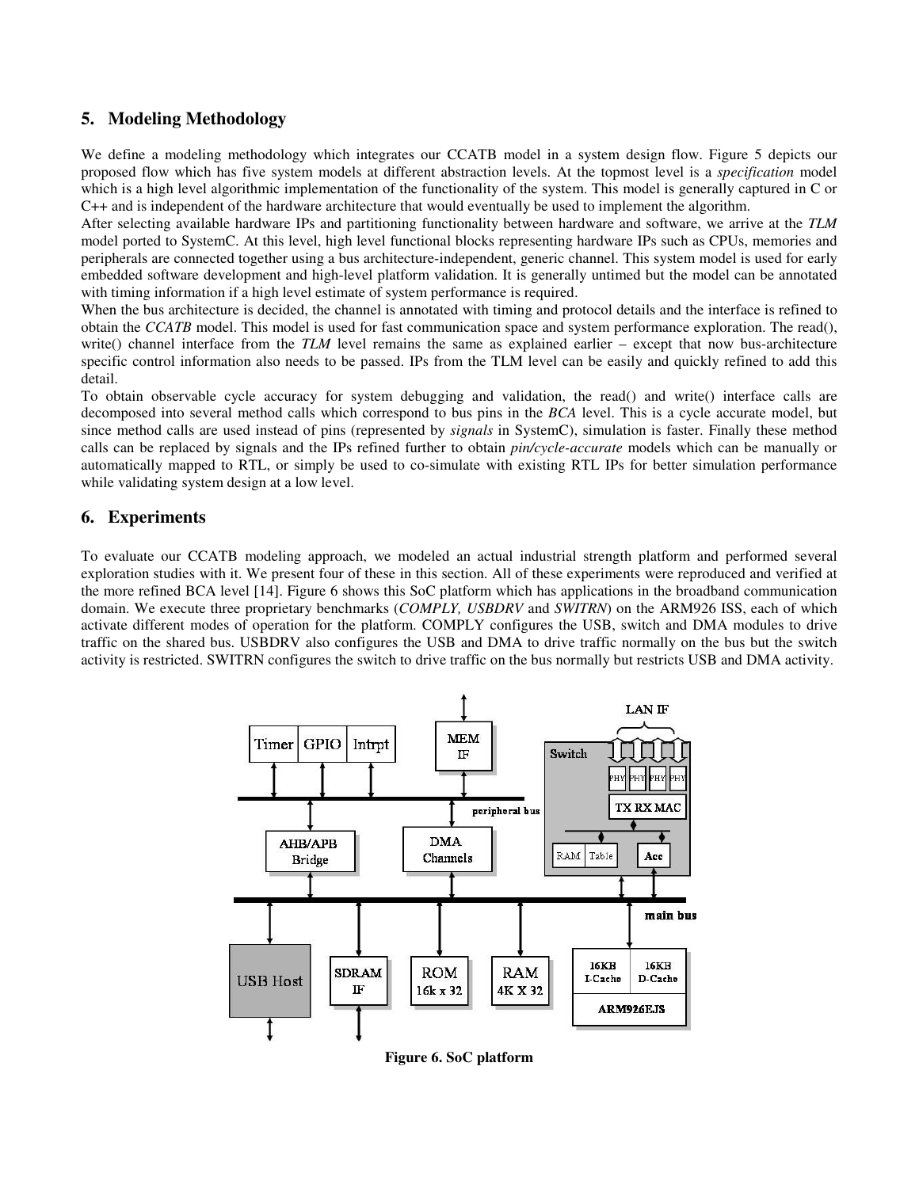## 5. Modeling Methodology

We define a modeling methodology which integrates our CCATB model in a system design flow. Figure 5 depicts our proposed flow which has five system models at different abstraction levels. At the topmost level is a *specification* model which is a high level algorithmic implementation of the functionality of the system. This model is generally captured in C or C++ and is independent of the hardware architecture that would eventually be used to implement the algorithm.

After selecting available hardware IPs and partitioning functionality between hardware and software, we arrive at the *TLM* model ported to SystemC. At this level, high level functional blocks representing hardware IPs such as CPUs, memories and peripherals are connected together using a bus architecture-independent, generic channel. This system model is used for early embedded software development and high-level platform validation. It is generally untimed but the model can be annotated with timing information if a high level estimate of system performance is required.

When the bus architecture is decided, the channel is annotated with timing and protocol details and the interface is refined to obtain the *CCATB* model. This model is used for fast communication space and system performance exploration. The read(), write() channel interface from the *TLM* level remains the same as explained earlier – except that now bus-architecture specific control information also needs to be passed. IPs from the TLM level can be easily and quickly refined to add this detail.

To obtain observable cycle accuracy for system debugging and validation, the read() and write() interface calls are decomposed into several method calls which correspond to bus pins in the *BCA* level. This is a cycle accurate model, but since method calls are used instead of pins (represented by *signals* in SystemC), simulation is faster. Finally these method calls can be replaced by signals and the IPs refined further to obtain *pin/cycle-accurate* models which can be manually or automatically mapped to RTL, or simply be used to co-simulate with existing RTL IPs for better simulation performance while validating system design at a low level.

## 6. Experiments

To evaluate our CCATB modeling approach, we modeled an actual industrial strength platform and performed several exploration studies with it. We present four of these in this section. All of these experiments were reproduced and verified at the more refined BCA level [14]. Figure 6 shows this SoC platform which has applications in the broadband communication domain. We execute three proprietary benchmarks (*COMPLY, USBDRV* and *SWITRN*) on the ARM926 ISS, each of which activate different modes of operation for the platform. COMPLY configures the USB, switch and DMA modules to drive traffic on the shared bus. USBDRV also configures the USB and DMA to drive traffic normally on the bus but the switch activity is restricted. SWITRN configures the switch to drive traffic on the bus normally but restricts USB and DMA activity.

Timer
GPIO
Intrpt
MEM IF
LAN IF
Switch
PHY
PHY
PHY
PHY
TX RX MAC
peripheral bus
AHB/APB Bridge
DMA Channels
RAM
Table
Acc
main bus
USB Host
SDRAM IF
ROM 16k x 32
RAM 4K X 32
16KB I-Cache
16KB D-Cache
ARM926EJS

**Figure 6. SoC platform**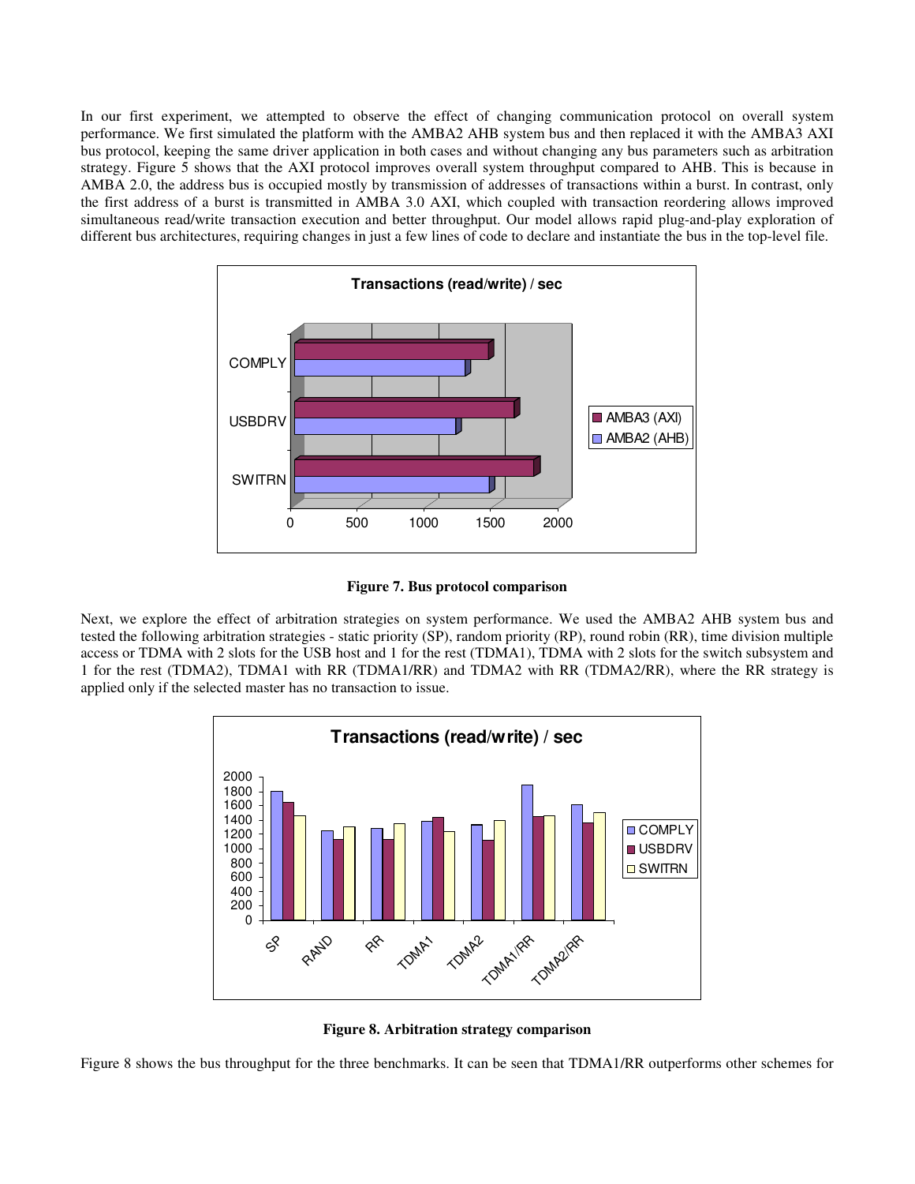In our first experiment, we attempted to observe the effect of changing communication protocol on overall system performance. We first simulated the platform with the AMBA2 AHB system bus and then replaced it with the AMBA3 AXI bus protocol, keeping the same driver application in both cases and without changing any bus parameters such as arbitration strategy. Figure 5 shows that the AXI protocol improves overall system throughput compared to AHB. This is because in AMBA 2.0, the address bus is occupied mostly by transmission of addresses of transactions within a burst. In contrast, only the first address of a burst is transmitted in AMBA 3.0 AXI, which coupled with transaction reordering allows improved simultaneous read/write transaction execution and better throughput. Our model allows rapid plug-and-play exploration of different bus architectures, requiring changes in just a few lines of code to declare and instantiate the bus in the top-level file.

**Figure 7. Bus protocol comparison**

Next, we explore the effect of arbitration strategies on system performance. We used the AMBA2 AHB system bus and tested the following arbitration strategies - static priority (SP), random priority (RP), round robin (RR), time division multiple access or TDMA with 2 slots for the USB host and 1 for the rest (TDMA1), TDMA with 2 slots for the switch subsystem and 1 for the rest (TDMA2), TDMA1 with RR (TDMA1/RR) and TDMA2 with RR (TDMA2/RR), where the RR strategy is applied only if the selected master has no transaction to issue.

**Figure 8. Arbitration strategy comparison**

Figure 8 shows the bus throughput for the three benchmarks. It can be seen that TDMA1/RR outperforms other schemes for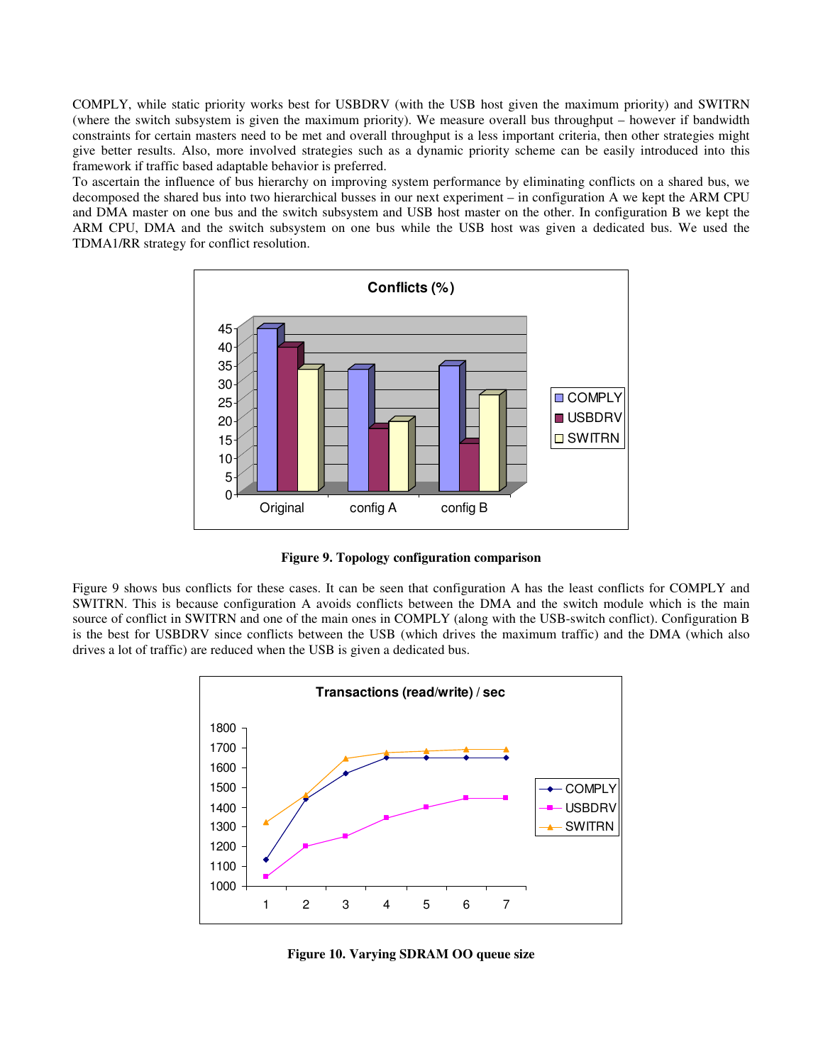COMPLY, while static priority works best for USBDRV (with the USB host given the maximum priority) and SWITRN (where the switch subsystem is given the maximum priority). We measure overall bus throughput – however if bandwidth constraints for certain masters need to be met and overall throughput is a less important criteria, then other strategies might give better results. Also, more involved strategies such as a dynamic priority scheme can be easily introduced into this framework if traffic based adaptable behavior is preferred.

To ascertain the influence of bus hierarchy on improving system performance by eliminating conflicts on a shared bus, we decomposed the shared bus into two hierarchical busses in our next experiment – in configuration A we kept the ARM CPU and DMA master on one bus and the switch subsystem and USB host master on the other. In configuration B we kept the ARM CPU, DMA and the switch subsystem on one bus while the USB host was given a dedicated bus. We used the TDMA1/RR strategy for conflict resolution.

**Figure 9. Topology configuration comparison**

Figure 9 shows bus conflicts for these cases. It can be seen that configuration A has the least conflicts for COMPLY and SWITRN. This is because configuration A avoids conflicts between the DMA and the switch module which is the main source of conflict in SWITRN and one of the main ones in COMPLY (along with the USB-switch conflict). Configuration B is the best for USBDRV since conflicts between the USB (which drives the maximum traffic) and the DMA (which also drives a lot of traffic) are reduced when the USB is given a dedicated bus.

**Figure 10. Varying SDRAM OO queue size**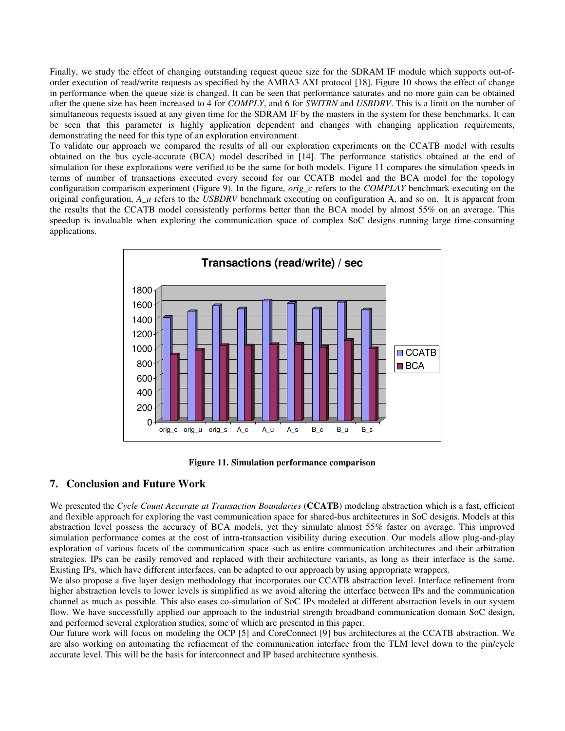Finally, we study the effect of changing outstanding request queue size for the SDRAM IF module which supports out-of-order execution of read/write requests as specified by the AMBA3 AXI protocol [18]. Figure 10 shows the effect of change in performance when the queue size is changed. It can be seen that performance saturates and no more gain can be obtained after the queue size has been increased to 4 for *COMPLY*, and 6 for *SWITRN* and *USBDRV*. This is a limit on the number of simultaneous requests issued at any given time for the SDRAM IF by the masters in the system for these benchmarks. It can be seen that this parameter is highly application dependent and changes with changing application requirements, demonstrating the need for this type of an exploration environment.

To validate our approach we compared the results of all our exploration experiments on the CCATB model with results obtained on the bus cycle-accurate (BCA) model described in [14]. The performance statistics obtained at the end of simulation for these explorations were verified to be the same for both models. Figure 11 compares the simulation speeds in terms of number of transactions executed every second for our CCATB model and the BCA model for the topology configuration comparison experiment (Figure 9). In the figure, *orig_c* refers to the *COMPLAY* benchmark executing on the original configuration, *A_u* refers to the *USBDRV* benchmark executing on configuration A, and so on. It is apparent from the results that the CCATB model consistently performs better than the BCA model by almost 55% on an average. This speedup is invaluable when exploring the communication space of complex SoC designs running large time-consuming applications.

**Figure 11. Simulation performance comparison**

## 7. Conclusion and Future Work

We presented the *Cycle Count Accurate at Transaction Boundaries* (**CCATB**) modeling abstraction which is a fast, efficient and flexible approach for exploring the vast communication space for shared-bus architectures in SoC designs. Models at this abstraction level possess the accuracy of BCA models, yet they simulate almost 55% faster on average. This improved simulation performance comes at the cost of intra-transaction visibility during execution. Our models allow plug-and-play exploration of various facets of the communication space such as entire communication architectures and their arbitration strategies. IPs can be easily removed and replaced with their architecture variants, as long as their interface is the same. Existing IPs, which have different interfaces, can be adapted to our approach by using appropriate wrappers.

We also propose a five layer design methodology that incorporates our CCATB abstraction level. Interface refinement from higher abstraction levels to lower levels is simplified as we avoid altering the interface between IPs and the communication channel as much as possible. This also eases co-simulation of SoC IPs modeled at different abstraction levels in our system flow. We have successfully applied our approach to the industrial strength broadband communication domain SoC design, and performed several exploration studies, some of which are presented in this paper.

Our future work will focus on modeling the OCP [5] and CoreConnect [9] bus architectures at the CCATB abstraction. We are also working on automating the refinement of the communication interface from the TLM level down to the pin/cycle accurate level. This will be the basis for interconnect and IP based architecture synthesis.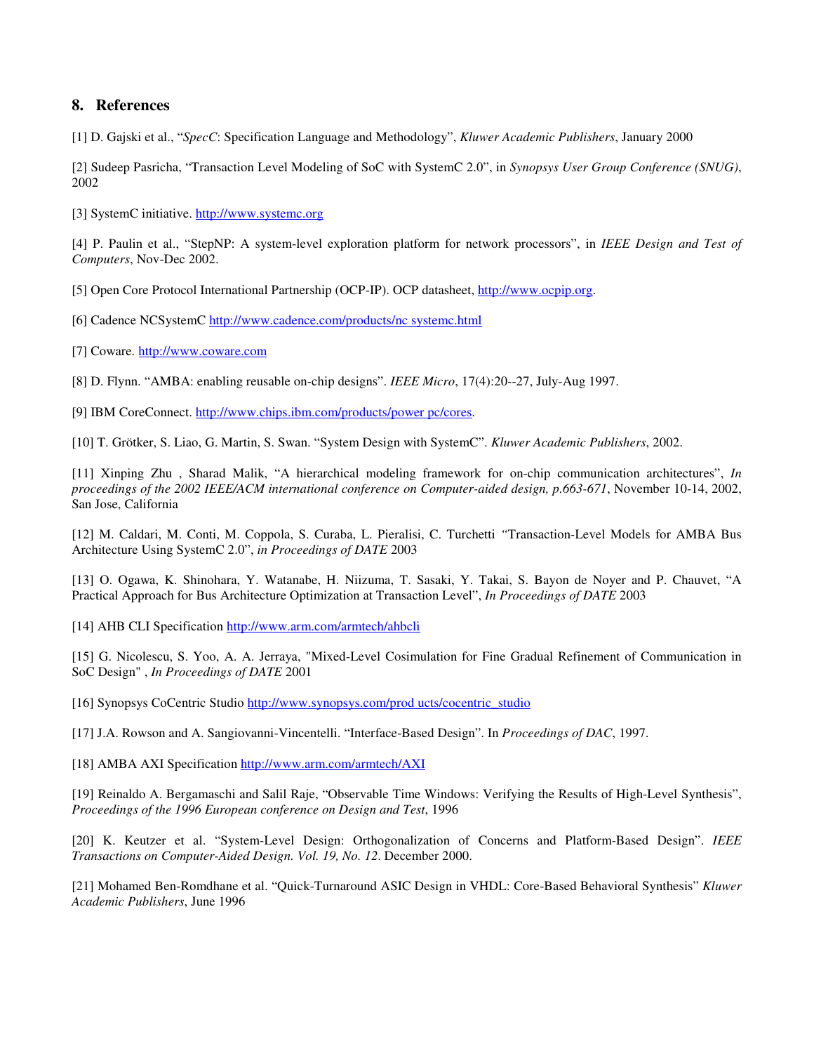## 8. References

[1] D. Gajski et al., "*SpecC*: Specification Language and Methodology", *Kluwer Academic Publishers*, January 2000

[2] Sudeep Pasricha, "Transaction Level Modeling of SoC with SystemC 2.0", in *Synopsys User Group Conference (SNUG)*, 2002

[3] SystemC initiative. http://www.systemc.org

[4] P. Paulin et al., "StepNP: A system-level exploration platform for network processors", in *IEEE Design and Test of Computers*, Nov-Dec 2002.

[5] Open Core Protocol International Partnership (OCP-IP). OCP datasheet, http://www.ocpip.org.

[6] Cadence NCSystemC http://www.cadence.com/products/nc systemc.html

[7] Coware. http://www.coware.com

[8] D. Flynn. "AMBA: enabling reusable on-chip designs". *IEEE Micro*, 17(4):20--27, July-Aug 1997.

[9] IBM CoreConnect. http://www.chips.ibm.com/products/power pc/cores.

[10] T. Grötker, S. Liao, G. Martin, S. Swan. "System Design with SystemC". *Kluwer Academic Publishers*, 2002.

[11] Xinping Zhu , Sharad Malik, "A hierarchical modeling framework for on-chip communication architectures", *In proceedings of the 2002 IEEE/ACM international conference on Computer-aided design, p.663-671*, November 10-14, 2002, San Jose, California

[12] M. Caldari, M. Conti, M. Coppola, S. Curaba, L. Pieralisi, C. Turchetti "Transaction-Level Models for AMBA Bus Architecture Using SystemC 2.0", *in Proceedings of DATE* 2003

[13] O. Ogawa, K. Shinohara, Y. Watanabe, H. Niizuma, T. Sasaki, Y. Takai, S. Bayon de Noyer and P. Chauvet, "A Practical Approach for Bus Architecture Optimization at Transaction Level", *In Proceedings of DATE* 2003

[14] AHB CLI Specification http://www.arm.com/armtech/ahbcli

[15] G. Nicolescu, S. Yoo, A. A. Jerraya, "Mixed-Level Cosimulation for Fine Gradual Refinement of Communication in SoC Design" , *In Proceedings of DATE* 2001

[16] Synopsys CoCentric Studio http://www.synopsys.com/prod ucts/cocentric_studio

[17] J.A. Rowson and A. Sangiovanni-Vincentelli. "Interface-Based Design". In *Proceedings of DAC*, 1997.

[18] AMBA AXI Specification http://www.arm.com/armtech/AXI

[19] Reinaldo A. Bergamaschi and Salil Raje, "Observable Time Windows: Verifying the Results of High-Level Synthesis", *Proceedings of the 1996 European conference on Design and Test*, 1996

[20] K. Keutzer et al. "System-Level Design: Orthogonalization of Concerns and Platform-Based Design". *IEEE Transactions on Computer-Aided Design. Vol. 19, No. 12*. December 2000.

[21] Mohamed Ben-Romdhane et al. "Quick-Turnaround ASIC Design in VHDL: Core-Based Behavioral Synthesis" *Kluwer Academic Publishers*, June 1996